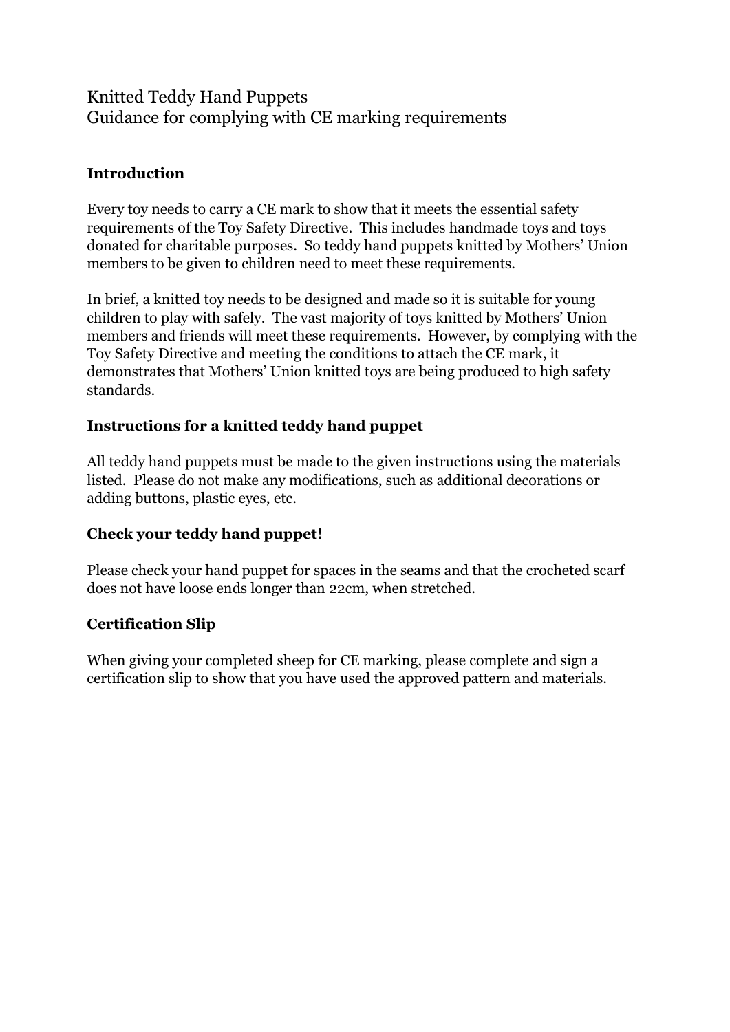# Knitted Teddy Hand Puppets
# Guidance for complying with CE marking requirements

## Introduction

Every toy needs to carry a CE mark to show that it meets the essential safety requirements of the Toy Safety Directive. This includes handmade toys and toys donated for charitable purposes. So teddy hand puppets knitted by Mothers' Union members to be given to children need to meet these requirements.

In brief, a knitted toy needs to be designed and made so it is suitable for young children to play with safely. The vast majority of toys knitted by Mothers' Union members and friends will meet these requirements. However, by complying with the Toy Safety Directive and meeting the conditions to attach the CE mark, it demonstrates that Mothers' Union knitted toys are being produced to high safety standards.

## Instructions for a knitted teddy hand puppet

All teddy hand puppets must be made to the given instructions using the materials listed. Please do not make any modifications, such as additional decorations or adding buttons, plastic eyes, etc.

## Check your teddy hand puppet!

Please check your hand puppet for spaces in the seams and that the crocheted scarf does not have loose ends longer than 22cm, when stretched.

## Certification Slip

When giving your completed sheep for CE marking, please complete and sign a certification slip to show that you have used the approved pattern and materials.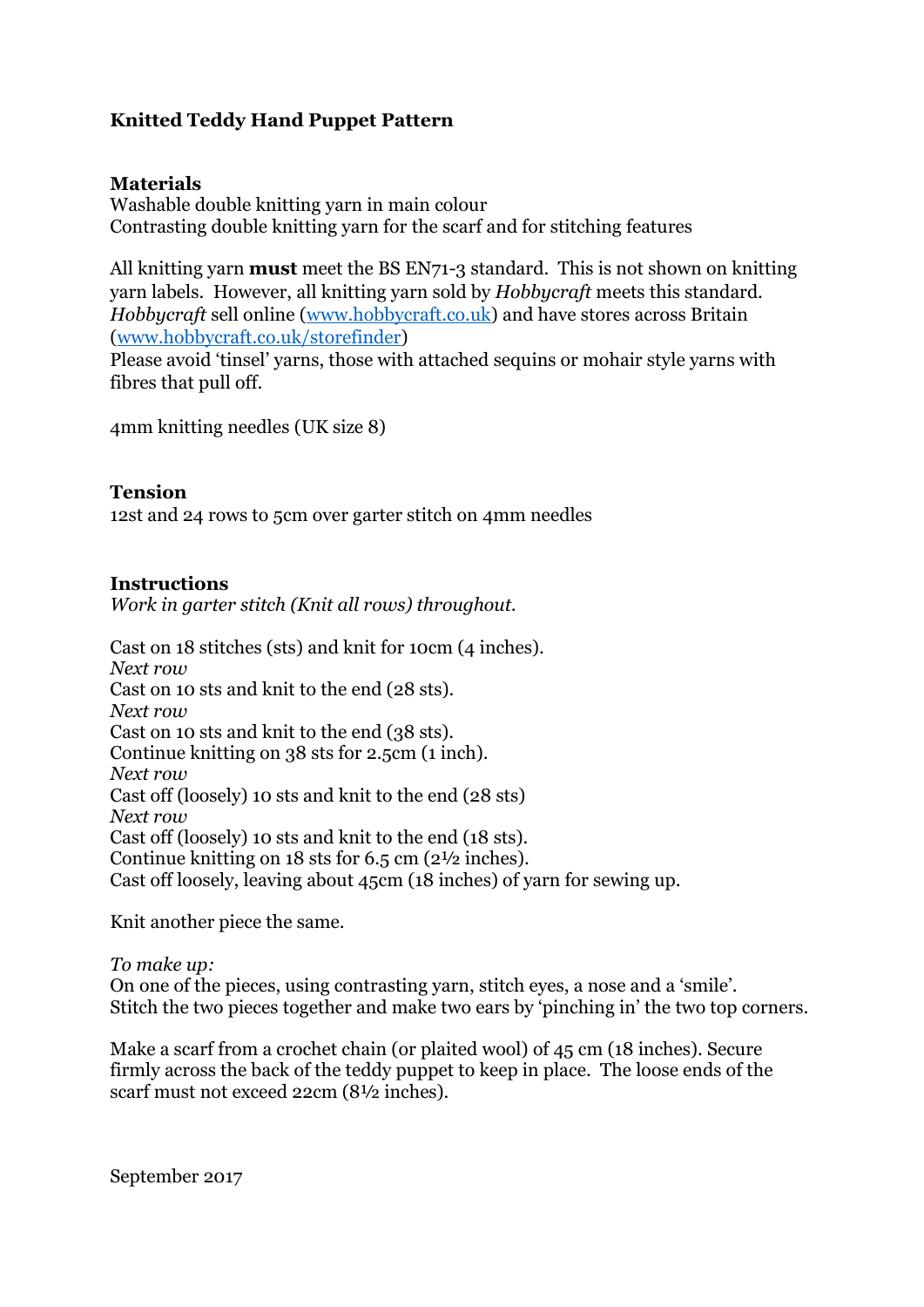**Knitted Teddy Hand Puppet Pattern**

**Materials**
Washable double knitting yarn in main colour
Contrasting double knitting yarn for the scarf and for stitching features

All knitting yarn **must** meet the BS EN71-3 standard. This is not shown on knitting yarn labels. However, all knitting yarn sold by *Hobbycraft* meets this standard. *Hobbycraft* sell online (www.hobbycraft.co.uk) and have stores across Britain (www.hobbycraft.co.uk/storefinder)
Please avoid 'tinsel' yarns, those with attached sequins or mohair style yarns with fibres that pull off.

4mm knitting needles (UK size 8)

**Tension**
12st and 24 rows to 5cm over garter stitch on 4mm needles

**Instructions**
*Work in garter stitch (Knit all rows) throughout.*

Cast on 18 stitches (sts) and knit for 10cm (4 inches).
*Next row*
Cast on 10 sts and knit to the end (28 sts).
*Next row*
Cast on 10 sts and knit to the end (38 sts).
Continue knitting on 38 sts for 2.5cm (1 inch).
*Next row*
Cast off (loosely) 10 sts and knit to the end (28 sts)
*Next row*
Cast off (loosely) 10 sts and knit to the end (18 sts).
Continue knitting on 18 sts for 6.5 cm (2½ inches).
Cast off loosely, leaving about 45cm (18 inches) of yarn for sewing up.

Knit another piece the same.

*To make up:*
On one of the pieces, using contrasting yarn, stitch eyes, a nose and a 'smile'.
Stitch the two pieces together and make two ears by 'pinching in' the two top corners.

Make a scarf from a crochet chain (or plaited wool) of 45 cm (18 inches). Secure firmly across the back of the teddy puppet to keep in place. The loose ends of the scarf must not exceed 22cm (8½ inches).

September 2017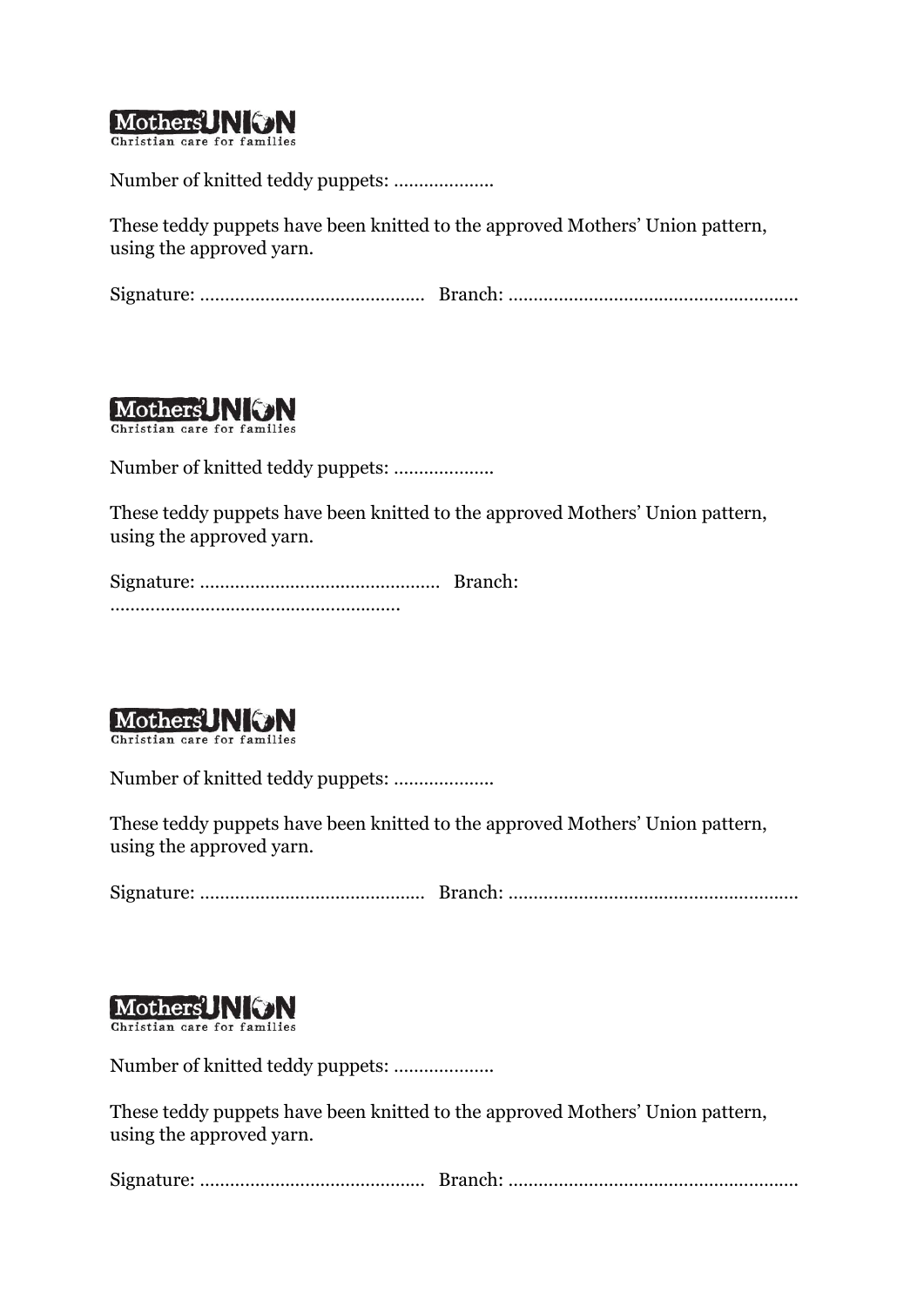Mothers' UNION
Christian care for families

Number of knitted teddy puppets: ...................

These teddy puppets have been knitted to the approved Mothers' Union pattern, using the approved yarn.

Signature: ............................................ Branch: .........................................................

Mothers' UNION
Christian care for families

Number of knitted teddy puppets: ...................

These teddy puppets have been knitted to the approved Mothers' Union pattern, using the approved yarn.

Signature: ............................................... Branch: .........................................................

Mothers' UNION
Christian care for families

Number of knitted teddy puppets: ...................

These teddy puppets have been knitted to the approved Mothers' Union pattern, using the approved yarn.

Signature: ............................................ Branch: .........................................................

Mothers' UNION
Christian care for families

Number of knitted teddy puppets: ...................

These teddy puppets have been knitted to the approved Mothers' Union pattern, using the approved yarn.

Signature: ............................................ Branch: .........................................................